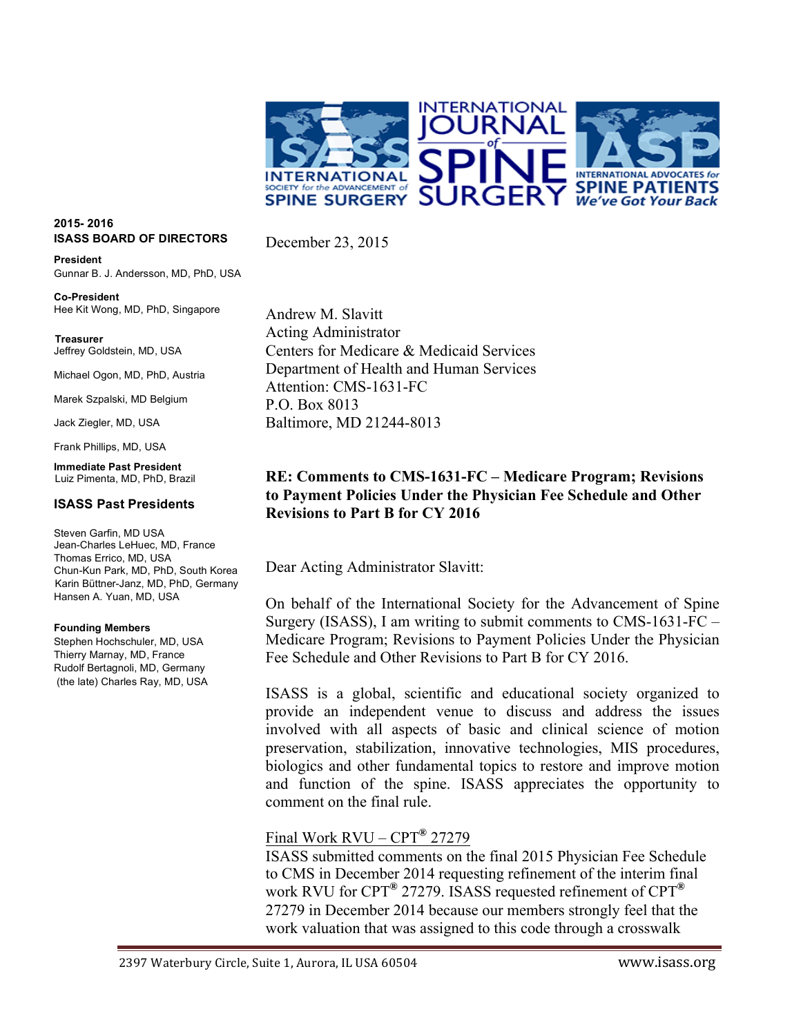**2015- 2016**
**ISASS BOARD OF DIRECTORS**

**President**
Gunnar B. J. Andersson, MD, PhD, USA

**Co-President**
Hee Kit Wong, MD, PhD, Singapore

**Treasurer**
Jeffrey Goldstein, MD, USA

Michael Ogon, MD, PhD, Austria

Marek Szpalski, MD Belgium

Jack Ziegler, MD, USA

Frank Phillips, MD, USA

**Immediate Past President**
Luiz Pimenta, MD, PhD, Brazil

**ISASS Past Presidents**

Steven Garfin, MD USA
Jean-Charles LeHuec, MD, France
Thomas Errico, MD, USA
Chun-Kun Park, MD, PhD, South Korea
Karin Büttner-Janz, MD, PhD, Germany
Hansen A. Yuan, MD, USA

**Founding Members**
Stephen Hochschuler, MD, USA
Thierry Marnay, MD, France
Rudolf Bertagnoli, MD, Germany
(the late) Charles Ray, MD, USA

December 23, 2015

Andrew M. Slavitt
Acting Administrator
Centers for Medicare & Medicaid Services
Department of Health and Human Services
Attention: CMS-1631-FC
P.O. Box 8013
Baltimore, MD 21244-8013

**RE: Comments to CMS-1631-FC – Medicare Program; Revisions to Payment Policies Under the Physician Fee Schedule and Other Revisions to Part B for CY 2016**

Dear Acting Administrator Slavitt:

On behalf of the International Society for the Advancement of Spine Surgery (ISASS), I am writing to submit comments to CMS-1631-FC – Medicare Program; Revisions to Payment Policies Under the Physician Fee Schedule and Other Revisions to Part B for CY 2016.

ISASS is a global, scientific and educational society organized to provide an independent venue to discuss and address the issues involved with all aspects of basic and clinical science of motion preservation, stabilization, innovative technologies, MIS procedures, biologics and other fundamental topics to restore and improve motion and function of the spine. ISASS appreciates the opportunity to comment on the final rule.

Final Work RVU – CPT® 27279

ISASS submitted comments on the final 2015 Physician Fee Schedule to CMS in December 2014 requesting refinement of the interim final work RVU for CPT® 27279. ISASS requested refinement of CPT® 27279 in December 2014 because our members strongly feel that the work valuation that was assigned to this code through a crosswalk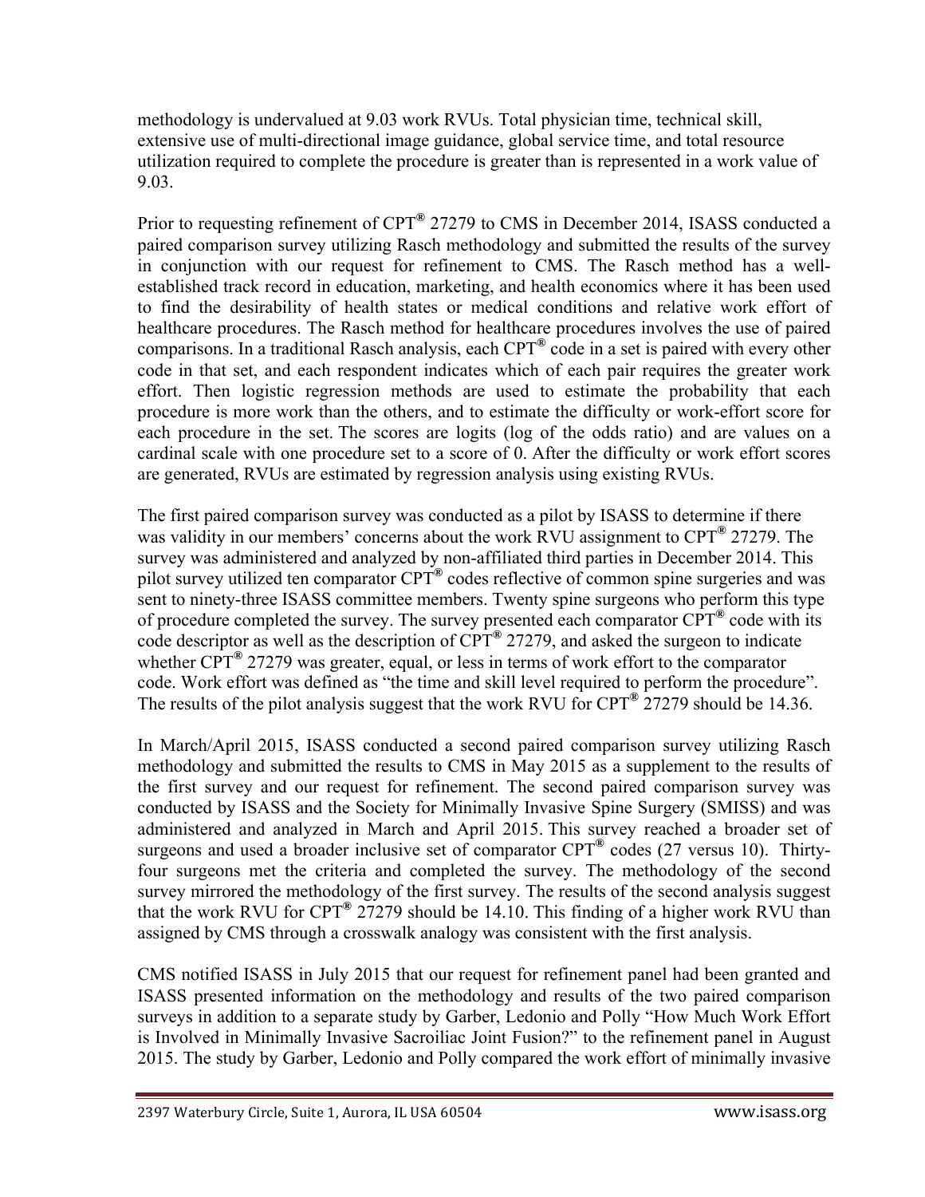methodology is undervalued at 9.03 work RVUs. Total physician time, technical skill, extensive use of multi-directional image guidance, global service time, and total resource utilization required to complete the procedure is greater than is represented in a work value of 9.03.

Prior to requesting refinement of CPT® 27279 to CMS in December 2014, ISASS conducted a paired comparison survey utilizing Rasch methodology and submitted the results of the survey in conjunction with our request for refinement to CMS. The Rasch method has a well-established track record in education, marketing, and health economics where it has been used to find the desirability of health states or medical conditions and relative work effort of healthcare procedures. The Rasch method for healthcare procedures involves the use of paired comparisons. In a traditional Rasch analysis, each CPT® code in a set is paired with every other code in that set, and each respondent indicates which of each pair requires the greater work effort. Then logistic regression methods are used to estimate the probability that each procedure is more work than the others, and to estimate the difficulty or work-effort score for each procedure in the set. The scores are logits (log of the odds ratio) and are values on a cardinal scale with one procedure set to a score of 0. After the difficulty or work effort scores are generated, RVUs are estimated by regression analysis using existing RVUs.

The first paired comparison survey was conducted as a pilot by ISASS to determine if there was validity in our members' concerns about the work RVU assignment to CPT® 27279. The survey was administered and analyzed by non-affiliated third parties in December 2014. This pilot survey utilized ten comparator CPT® codes reflective of common spine surgeries and was sent to ninety-three ISASS committee members. Twenty spine surgeons who perform this type of procedure completed the survey. The survey presented each comparator CPT® code with its code descriptor as well as the description of CPT® 27279, and asked the surgeon to indicate whether CPT® 27279 was greater, equal, or less in terms of work effort to the comparator code. Work effort was defined as "the time and skill level required to perform the procedure". The results of the pilot analysis suggest that the work RVU for CPT® 27279 should be 14.36.

In March/April 2015, ISASS conducted a second paired comparison survey utilizing Rasch methodology and submitted the results to CMS in May 2015 as a supplement to the results of the first survey and our request for refinement. The second paired comparison survey was conducted by ISASS and the Society for Minimally Invasive Spine Surgery (SMISS) and was administered and analyzed in March and April 2015. This survey reached a broader set of surgeons and used a broader inclusive set of comparator CPT® codes (27 versus 10). Thirty-four surgeons met the criteria and completed the survey. The methodology of the second survey mirrored the methodology of the first survey. The results of the second analysis suggest that the work RVU for CPT® 27279 should be 14.10. This finding of a higher work RVU than assigned by CMS through a crosswalk analogy was consistent with the first analysis.

CMS notified ISASS in July 2015 that our request for refinement panel had been granted and ISASS presented information on the methodology and results of the two paired comparison surveys in addition to a separate study by Garber, Ledonio and Polly "How Much Work Effort is Involved in Minimally Invasive Sacroiliac Joint Fusion?" to the refinement panel in August 2015. The study by Garber, Ledonio and Polly compared the work effort of minimally invasive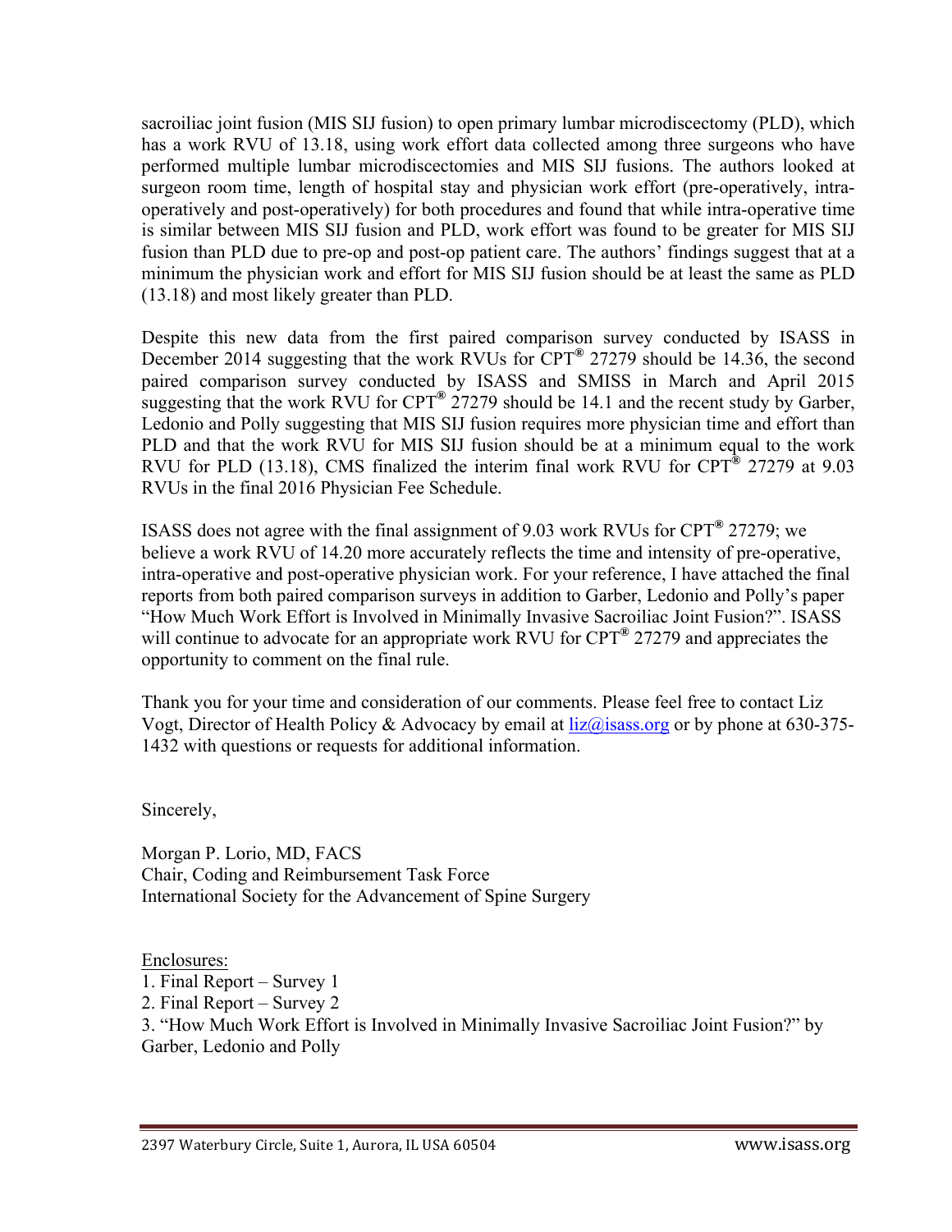sacroiliac joint fusion (MIS SIJ fusion) to open primary lumbar microdiscectomy (PLD), which has a work RVU of 13.18, using work effort data collected among three surgeons who have performed multiple lumbar microdiscectomies and MIS SIJ fusions. The authors looked at surgeon room time, length of hospital stay and physician work effort (pre-operatively, intra-operatively and post-operatively) for both procedures and found that while intra-operative time is similar between MIS SIJ fusion and PLD, work effort was found to be greater for MIS SIJ fusion than PLD due to pre-op and post-op patient care. The authors' findings suggest that at a minimum the physician work and effort for MIS SIJ fusion should be at least the same as PLD (13.18) and most likely greater than PLD.

Despite this new data from the first paired comparison survey conducted by ISASS in December 2014 suggesting that the work RVUs for CPT® 27279 should be 14.36, the second paired comparison survey conducted by ISASS and SMISS in March and April 2015 suggesting that the work RVU for CPT® 27279 should be 14.1 and the recent study by Garber, Ledonio and Polly suggesting that MIS SIJ fusion requires more physician time and effort than PLD and that the work RVU for MIS SIJ fusion should be at a minimum equal to the work RVU for PLD (13.18), CMS finalized the interim final work RVU for CPT® 27279 at 9.03 RVUs in the final 2016 Physician Fee Schedule.

ISASS does not agree with the final assignment of 9.03 work RVUs for CPT® 27279; we believe a work RVU of 14.20 more accurately reflects the time and intensity of pre-operative, intra-operative and post-operative physician work. For your reference, I have attached the final reports from both paired comparison surveys in addition to Garber, Ledonio and Polly's paper "How Much Work Effort is Involved in Minimally Invasive Sacroiliac Joint Fusion?". ISASS will continue to advocate for an appropriate work RVU for CPT® 27279 and appreciates the opportunity to comment on the final rule.

Thank you for your time and consideration of our comments. Please feel free to contact Liz Vogt, Director of Health Policy & Advocacy by email at liz@isass.org or by phone at 630-375-1432 with questions or requests for additional information.

Sincerely,

Morgan P. Lorio, MD, FACS
Chair, Coding and Reimbursement Task Force
International Society for the Advancement of Spine Surgery

Enclosures:
1. Final Report – Survey 1
2. Final Report – Survey 2
3. "How Much Work Effort is Involved in Minimally Invasive Sacroiliac Joint Fusion?" by Garber, Ledonio and Polly